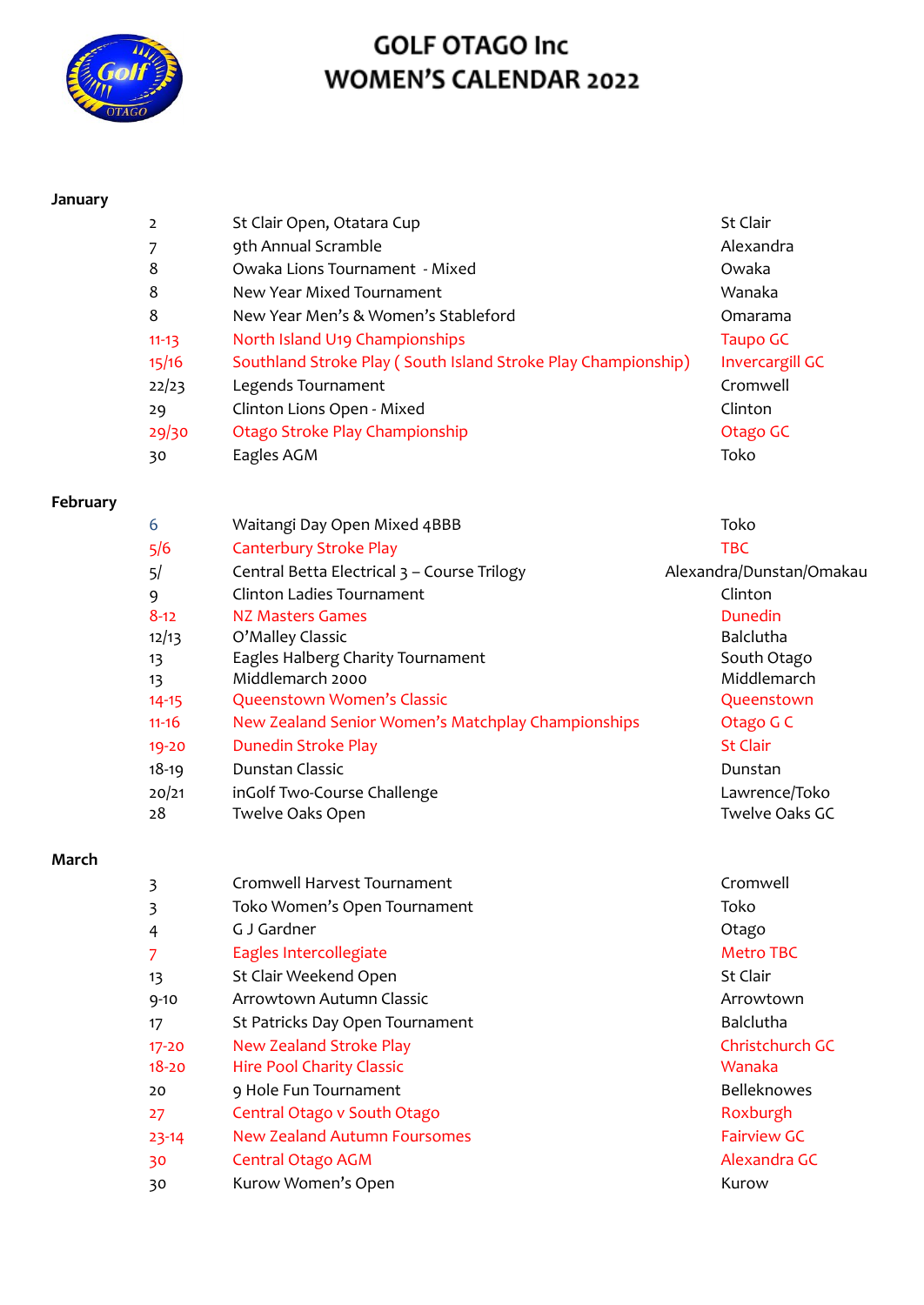# GOLF OTAGO Inc
# WOMEN'S CALENDAR 2022

## January

| Date | Event | Venue |
|---|---|---|
| 2 | St Clair Open, Otatara Cup | St Clair |
| 7 | 9th Annual Scramble | Alexandra |
| 8 | Owaka Lions Tournament - Mixed | Owaka |
| 8 | New Year Mixed Tournament | Wanaka |
| 8 | New Year Men's & Women's Stableford | Omarama |
| 11-13 | North Island U19 Championships | Taupo GC |
| 15/16 | Southland Stroke Play ( South Island Stroke Play Championship) | Invercargill GC |
| 22/23 | Legends Tournament | Cromwell |
| 29 | Clinton Lions Open - Mixed | Clinton |
| 29/30 | Otago Stroke Play Championship | Otago GC |
| 30 | Eagles AGM | Toko |

## February

| Date | Event | Venue |
|---|---|---|
| 6 | Waitangi Day Open Mixed 4BBB | Toko |
| 5/6 | Canterbury Stroke Play | TBC |
| 5/ | Central Betta Electrical 3 – Course Trilogy | Alexandra/Dunstan/Omakau |
| 9 | Clinton Ladies Tournament | Clinton |
| 8-12 | NZ Masters Games | Dunedin |
| 12/13 | O'Malley Classic | Balclutha |
| 13 | Eagles Halberg Charity Tournament | South Otago |
| 13 | Middlemarch 2000 | Middlemarch |
| 14-15 | Queenstown Women's Classic | Queenstown |
| 11-16 | New Zealand Senior Women's Matchplay Championships | Otago G C |
| 19-20 | Dunedin Stroke Play | St Clair |
| 18-19 | Dunstan Classic | Dunstan |
| 20/21 | inGolf Two-Course Challenge | Lawrence/Toko |
| 28 | Twelve Oaks Open | Twelve Oaks GC |

## March

| Date | Event | Venue |
|---|---|---|
| 3 | Cromwell Harvest Tournament | Cromwell |
| 3 | Toko Women's Open Tournament | Toko |
| 4 | G J Gardner | Otago |
| 7 | Eagles Intercollegiate | Metro TBC |
| 13 | St Clair Weekend Open | St Clair |
| 9-10 | Arrowtown Autumn Classic | Arrowtown |
| 17 | St Patricks Day Open Tournament | Balclutha |
| 17-20 | New Zealand Stroke Play | Christchurch GC |
| 18-20 | Hire Pool Charity Classic | Wanaka |
| 20 | 9 Hole Fun Tournament | Belleknowes |
| 27 | Central Otago v South Otago | Roxburgh |
| 23-14 | New Zealand Autumn Foursomes | Fairview GC |
| 30 | Central Otago AGM | Alexandra GC |
| 30 | Kurow Women's Open | Kurow |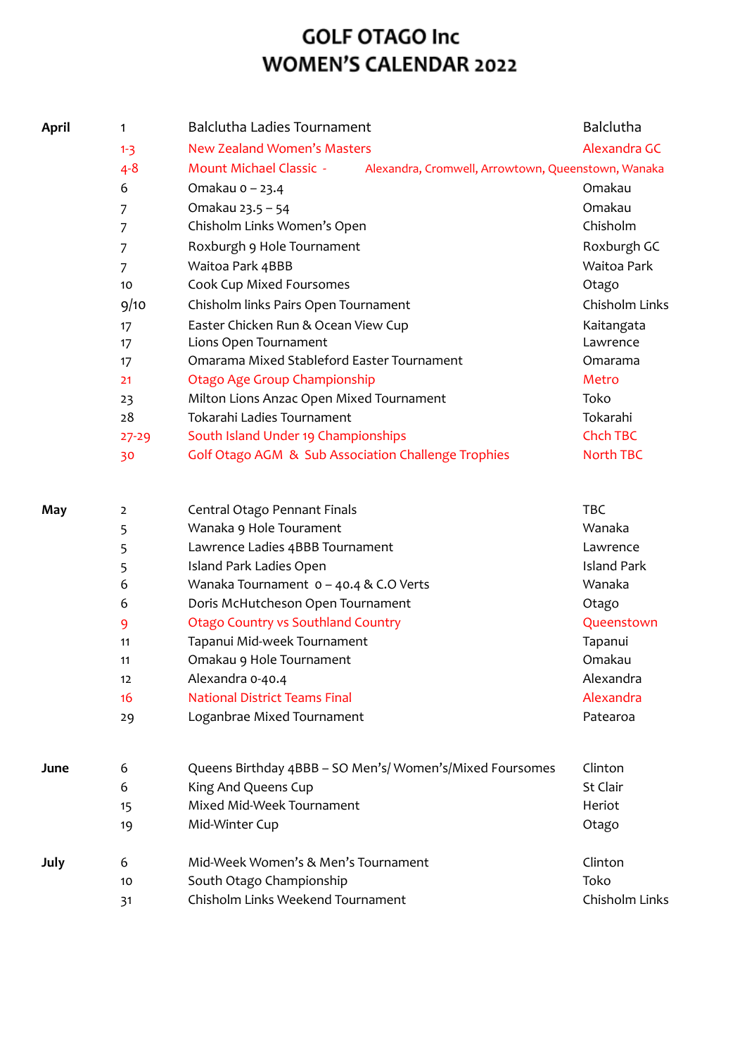# GOLF OTAGO Inc
# WOMEN'S CALENDAR 2022

| Month | Date | Event | Venue |
|---|---|---|---|
| **April** | 1 | Balclutha Ladies Tournament | Balclutha |
| | 1-3 | New Zealand Women's Masters | Alexandra GC |
| | 4-8 | Mount Michael Classic - | Alexandra, Cromwell, Arrowtown, Queenstown, Wanaka |
| | 6 | Omakau 0 – 23.4 | Omakau |
| | 7 | Omakau 23.5 – 54 | Omakau |
| | 7 | Chisholm Links Women's Open | Chisholm |
| | 7 | Roxburgh 9 Hole Tournament | Roxburgh GC |
| | 7 | Waitoa Park 4BBB | Waitoa Park |
| | 10 | Cook Cup Mixed Foursomes | Otago |
| | 9/10 | Chisholm links Pairs Open Tournament | Chisholm Links |
| | 17 | Easter Chicken Run & Ocean View Cup | Kaitangata |
| | 17 | Lions Open Tournament | Lawrence |
| | 17 | Omarama Mixed Stableford Easter Tournament | Omarama |
| | 21 | Otago Age Group Championship | Metro |
| | 23 | Milton Lions Anzac Open Mixed Tournament | Toko |
| | 28 | Tokarahi Ladies Tournament | Tokarahi |
| | 27-29 | South Island Under 19 Championships | Chch TBC |
| | 30 | Golf Otago AGM & Sub Association Challenge Trophies | North TBC |
| **May** | 2 | Central Otago Pennant Finals | TBC |
| | 5 | Wanaka 9 Hole Tourament | Wanaka |
| | 5 | Lawrence Ladies 4BBB Tournament | Lawrence |
| | 5 | Island Park Ladies Open | Island Park |
| | 6 | Wanaka Tournament 0 – 40.4 & C.O Verts | Wanaka |
| | 6 | Doris McHutcheson Open Tournament | Otago |
| | 9 | Otago Country vs Southland Country | Queenstown |
| | 11 | Tapanui Mid-week Tournament | Tapanui |
| | 11 | Omakau 9 Hole Tournament | Omakau |
| | 12 | Alexandra 0-40.4 | Alexandra |
| | 16 | National District Teams Final | Alexandra |
| | 29 | Loganbrae Mixed Tournament | Patearoa |
| **June** | 6 | Queens Birthday 4BBB – SO Men's/ Women's/Mixed Foursomes | Clinton |
| | 6 | King And Queens Cup | St Clair |
| | 15 | Mixed Mid-Week Tournament | Heriot |
| | 19 | Mid-Winter Cup | Otago |
| **July** | 6 | Mid-Week Women's & Men's Tournament | Clinton |
| | 10 | South Otago Championship | Toko |
| | 31 | Chisholm Links Weekend Tournament | Chisholm Links |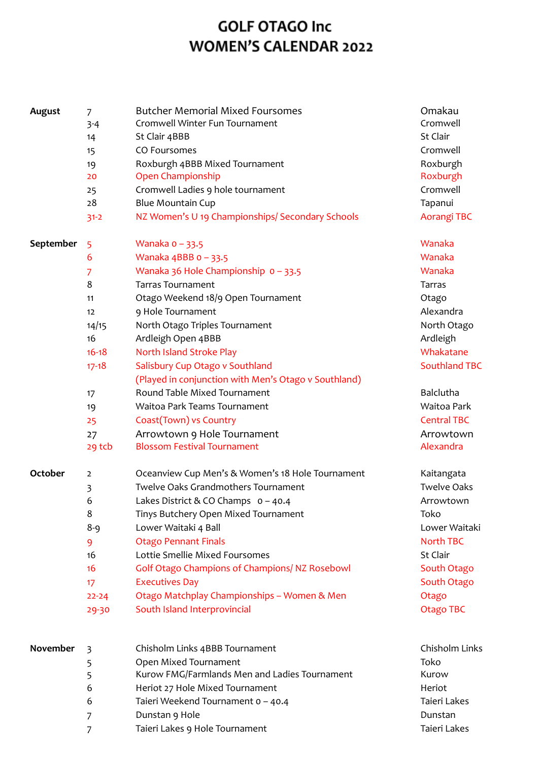# GOLF OTAGO Inc
# WOMEN'S CALENDAR 2022

| Month | Date | Event | Venue |
|---|---|---|---|
| **August** | 7 | Butcher Memorial Mixed Foursomes | Omakau |
| | 3-4 | Cromwell Winter Fun Tournament | Cromwell |
| | 14 | St Clair 4BBB | St Clair |
| | 15 | CO Foursomes | Cromwell |
| | 19 | Roxburgh 4BBB Mixed Tournament | Roxburgh |
| | 20 | Open Championship | Roxburgh |
| | 25 | Cromwell Ladies 9 hole tournament | Cromwell |
| | 28 | Blue Mountain Cup | Tapanui |
| | 31-2 | NZ Women's U 19 Championships/ Secondary Schools | Aorangi TBC |
| **September** | 5 | Wanaka 0 – 33.5 | Wanaka |
| | 6 | Wanaka 4BBB 0 – 33.5 | Wanaka |
| | 7 | Wanaka 36 Hole Championship 0 – 33.5 | Wanaka |
| | 8 | Tarras Tournament | Tarras |
| | 11 | Otago Weekend 18/9 Open Tournament | Otago |
| | 12 | 9 Hole Tournament | Alexandra |
| | 14/15 | North Otago Triples Tournament | North Otago |
| | 16 | Ardleigh Open 4BBB | Ardleigh |
| | 16-18 | North Island Stroke Play | Whakatane |
| | 17-18 | Salisbury Cup Otago v Southland (Played in conjunction with Men's Otago v Southland) | Southland TBC |
| | 17 | Round Table Mixed Tournament | Balclutha |
| | 19 | Waitoa Park Teams Tournament | Waitoa Park |
| | 25 | Coast(Town) vs Country | Central TBC |
| | 27 | Arrowtown 9 Hole Tournament | Arrowtown |
| | 29 tcb | Blossom Festival Tournament | Alexandra |
| **October** | 2 | Oceanview Cup Men's & Women's 18 Hole Tournament | Kaitangata |
| | 3 | Twelve Oaks Grandmothers Tournament | Twelve Oaks |
| | 6 | Lakes District & CO Champs 0 – 40.4 | Arrowtown |
| | 8 | Tinys Butchery Open Mixed Tournament | Toko |
| | 8-9 | Lower Waitaki 4 Ball | Lower Waitaki |
| | 9 | Otago Pennant Finals | North TBC |
| | 16 | Lottie Smellie Mixed Foursomes | St Clair |
| | 16 | Golf Otago Champions of Champions/ NZ Rosebowl | South Otago |
| | 17 | Executives Day | South Otago |
| | 22-24 | Otago Matchplay Championships – Women & Men | Otago |
| | 29-30 | South Island Interprovincial | Otago TBC |
| **November** | 3 | Chisholm Links 4BBB Tournament | Chisholm Links |
| | 5 | Open Mixed Tournament | Toko |
| | 5 | Kurow FMG/Farmlands Men and Ladies Tournament | Kurow |
| | 6 | Heriot 27 Hole Mixed Tournament | Heriot |
| | 6 | Taieri Weekend Tournament 0 – 40.4 | Taieri Lakes |
| | 7 | Dunstan 9 Hole | Dunstan |
| | 7 | Taieri Lakes 9 Hole Tournament | Taieri Lakes |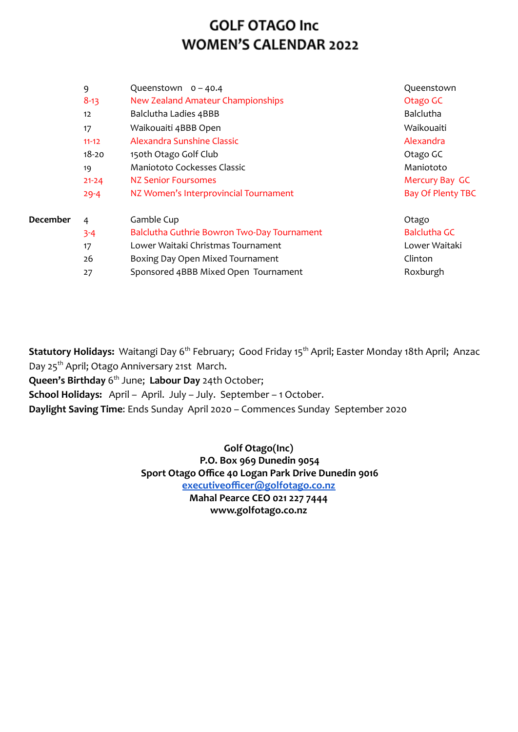# GOLF OTAGO Inc
# WOMEN'S CALENDAR 2022

| | | | |
|---|---|---|---|
| | 9 | Queenstown 0 – 40.4 | Queenstown |
| | 8-13 | New Zealand Amateur Championships | Otago GC |
| | 12 | Balclutha Ladies 4BBB | Balclutha |
| | 17 | Waikouaiti 4BBB Open | Waikouaiti |
| | 11-12 | Alexandra Sunshine Classic | Alexandra |
| | 18-20 | 150th Otago Golf Club | Otago GC |
| | 19 | Maniototo Cockesses Classic | Maniototo |
| | 21-24 | NZ Senior Foursomes | Mercury Bay GC |
| | 29-4 | NZ Women's Interprovincial Tournament | Bay Of Plenty TBC |
| **December** | 4 | Gamble Cup | Otago |
| | 3-4 | Balclutha Guthrie Bowron Two-Day Tournament | Balclutha GC |
| | 17 | Lower Waitaki Christmas Tournament | Lower Waitaki |
| | 26 | Boxing Day Open Mixed Tournament | Clinton |
| | 27 | Sponsored 4BBB Mixed Open Tournament | Roxburgh |

**Statutory Holidays:** Waitangi Day 6th February; Good Friday 15th April; Easter Monday 18th April; Anzac Day 25th April; Otago Anniversary 21st March.
**Queen's Birthday** 6th June; **Labour Day** 24th October;
**School Holidays:** April – April. July – July. September – 1 October.
**Daylight Saving Time**: Ends Sunday April 2020 – Commences Sunday September 2020

**Golf Otago(Inc)**
**P.O. Box 969 Dunedin 9054**
**Sport Otago Office 40 Logan Park Drive Dunedin 9016**
**executiveofficer@golfotago.co.nz**
**Mahal Pearce CEO 021 227 7444**
**www.golfotago.co.nz**